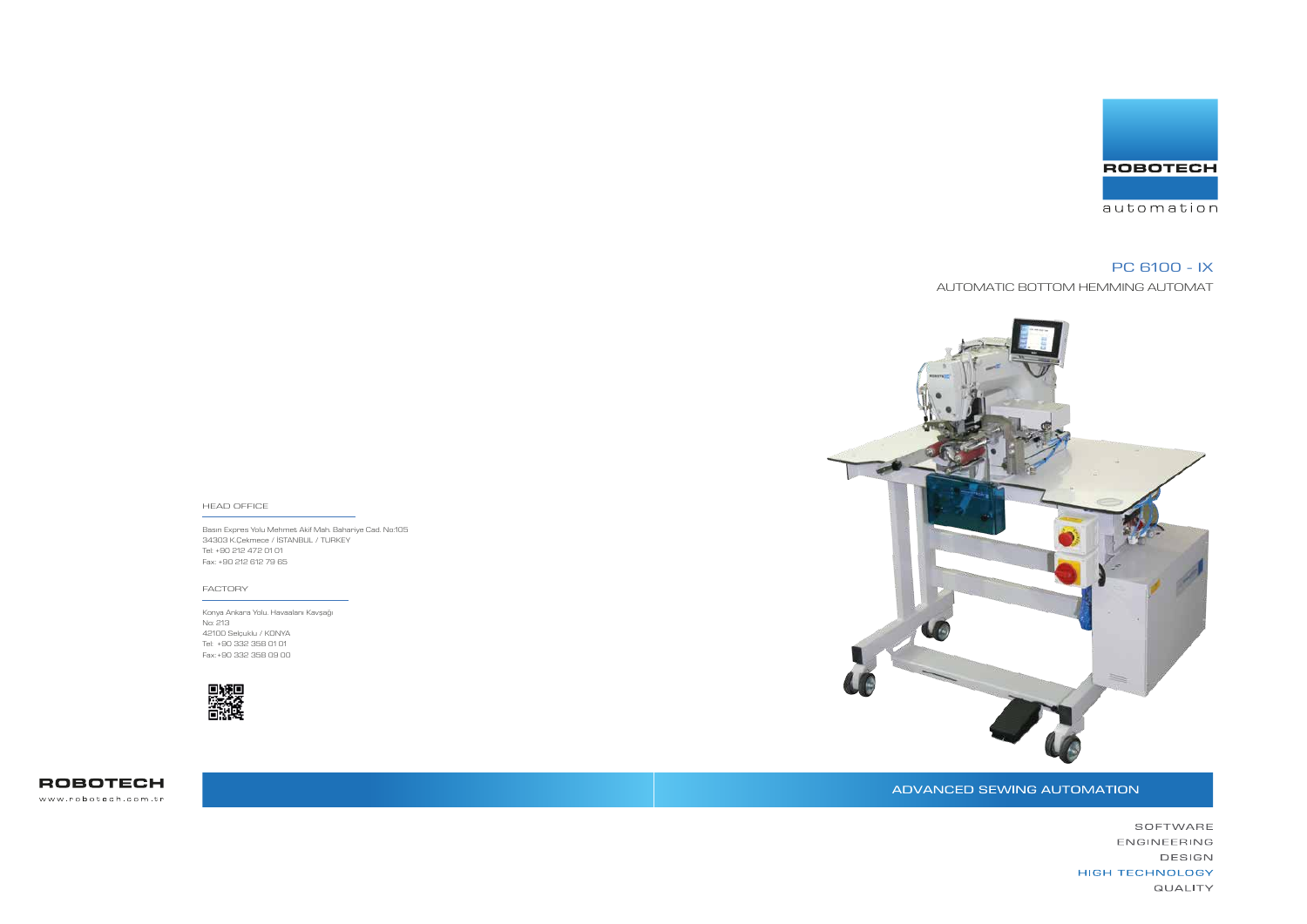ROBOTECH

automation

## PC 6100 - IX

AUTOMATIC BOTTOM HEMMING AUTOMAT

HEAD OFFICE

Basın Expres Yolu Mehmet Akif Mah. Bahariye Cad. No:105
34303 K.Çekmece / ISTANBUL / TURKEY
Tel: +90 212 472 01 01
Fax: +90 212 612 79 65

FACTORY

Konya Ankara Yolu. Havaalanı Kavşağı
No: 213
42100 Selçuklu / KONYA
Tel: +90 332 358 01 01
Fax: +90 332 358 09 00

ROBOTECH
www.robotech.com.tr

ADVANCED SEWING AUTOMATION

SOFTWARE
ENGINEERING
DESIGN
HIGH TECHNOLOGY
QUALITY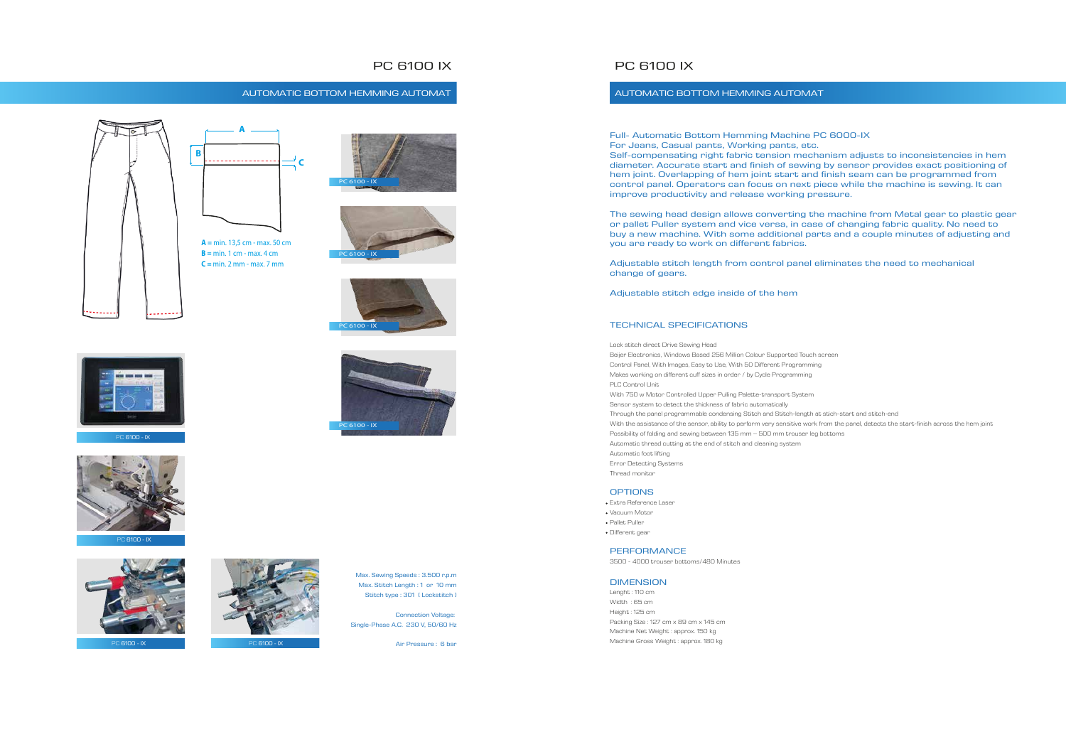# PC 6100 IX

## AUTOMATIC BOTTOM HEMMING AUTOMAT

A = min. 13,5 cm - max. 50 cm
B = min. 1 cm - max. 4 cm
C = min. 2 mm - max. 7 mm

PC 6100 - IX

PC 6100 - IX

PC 6100 - IX

PC 6100 - IX

PC 6100 - IX

PC 6100 - IX

PC 6100 - IX

PC 6100 - IX

Max. Sewing Speeds : 3.500 r.p.m
Max. Stitch Length : 1 or 10 mm
Stitch type : 301 ( Lockstitch )

Connection Voltage:
Single-Phase A.C. 230 V, 50/60 Hz

Air Pressure : 6 bar

# PC 6100 IX

## AUTOMATIC BOTTOM HEMMING AUTOMAT

Full- Automatic Bottom Hemming Machine PC 6000-IX
For Jeans, Casual pants, Working pants, etc.
Self-compensating right fabric tension mechanism adjusts to inconsistencies in hem diameter. Accurate start and finish of sewing by sensor provides exact positioning of hem joint. Overlapping of hem joint start and finish seam can be programmed from control panel. Operators can focus on next piece while the machine is sewing. It can improve productivity and release working pressure.

The sewing head design allows converting the machine from Metal gear to plastic gear or pallet Puller system and vice versa, in case of changing fabric quality. No need to buy a new machine. With some additional parts and a couple minutes of adjusting and you are ready to work on different fabrics.

Adjustable stitch length from control panel eliminates the need to mechanical change of gears.

Adjustable stitch edge inside of the hem

### TECHNICAL SPECIFICATIONS

Lock stitch direct Drive Sewing Head
Beijer Electronics, Windows Based 256 Million Colour Supported Touch screen
Control Panel, With Images, Easy to Use, With 50 Different Programming
Makes working on different cuff sizes in order / by Cycle Programming
PLC Control Unit
With 750 w Motor Controlled Upper Pulling Palette-transport System
Sensor system to detect the thickness of fabric automatically
Through the panel programmable condensing Stitch and Stitch-length at stich-start and stitch-end
With the assistance of the sensor, ability to perform very sensitive work from the panel, detects the start-finish across the hem joint
Possibility of folding and sewing between 135 mm – 500 mm trouser leg bottoms
Automatic thread cutting at the end of stitch and cleaning system
Automatic foot lifting
Error Detecting Systems
Thread monitor

### OPTIONS

- Extra Reference Laser
- Vacuum Motor
- Pallet Puller
- Different gear

### PERFORMANCE

3500 - 4000 trouser bottoms/480 Minutes

### DIMENSION

Lenght : 110 cm
Width : 65 cm
Height : 125 cm
Packing Size : 127 cm x 89 cm x 145 cm
Machine Net Weight : approx. 150 kg
Machine Gross Weight : approx. 180 kg